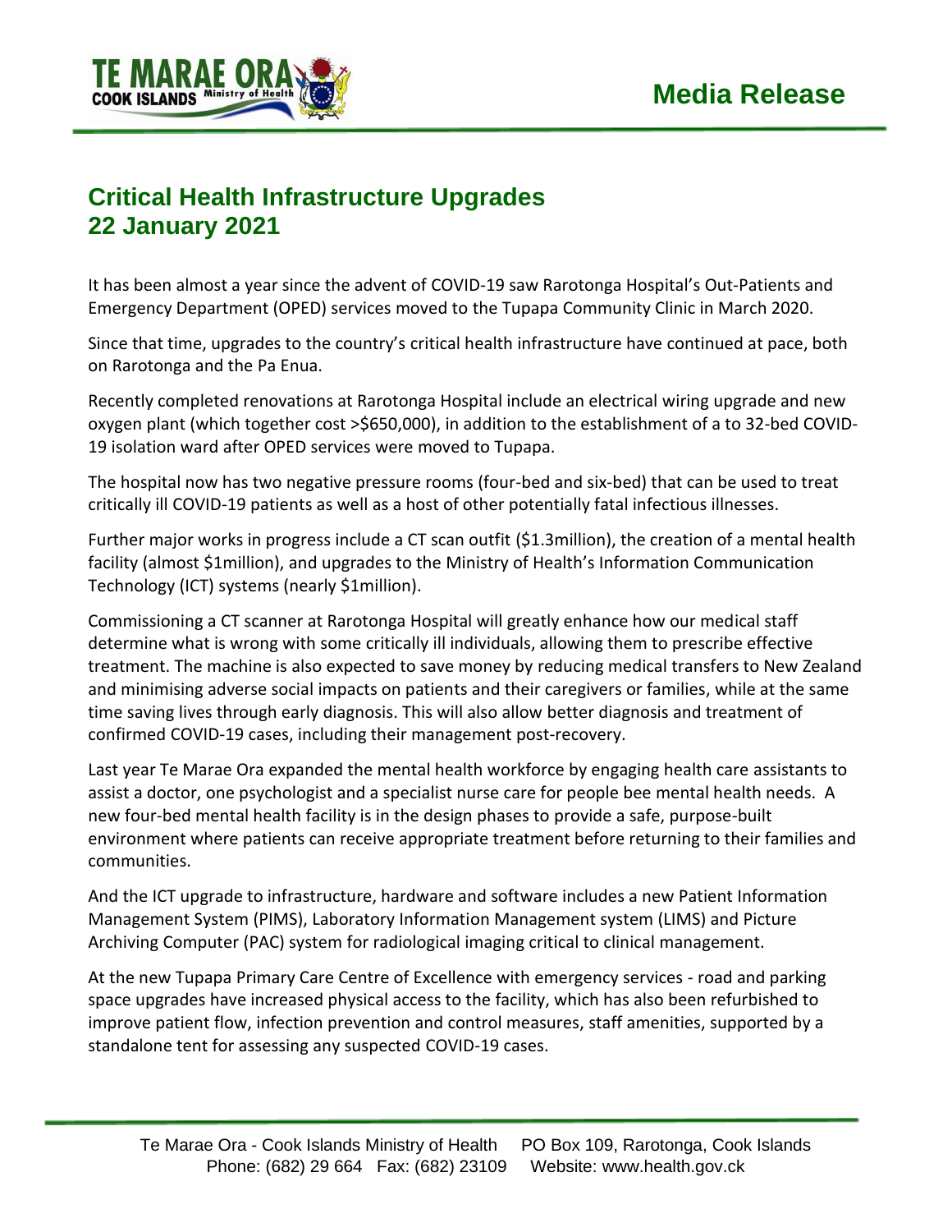# Media Release

## Critical Health Infrastructure Upgrades
## 22 January 2021

It has been almost a year since the advent of COVID-19 saw Rarotonga Hospital's Out-Patients and Emergency Department (OPED) services moved to the Tupapa Community Clinic in March 2020.

Since that time, upgrades to the country's critical health infrastructure have continued at pace, both on Rarotonga and the Pa Enua.

Recently completed renovations at Rarotonga Hospital include an electrical wiring upgrade and new oxygen plant (which together cost >$650,000), in addition to the establishment of a to 32-bed COVID-19 isolation ward after OPED services were moved to Tupapa.

The hospital now has two negative pressure rooms (four-bed and six-bed) that can be used to treat critically ill COVID-19 patients as well as a host of other potentially fatal infectious illnesses.

Further major works in progress include a CT scan outfit ($1.3million), the creation of a mental health facility (almost $1million), and upgrades to the Ministry of Health's Information Communication Technology (ICT) systems (nearly $1million).

Commissioning a CT scanner at Rarotonga Hospital will greatly enhance how our medical staff determine what is wrong with some critically ill individuals, allowing them to prescribe effective treatment. The machine is also expected to save money by reducing medical transfers to New Zealand and minimising adverse social impacts on patients and their caregivers or families, while at the same time saving lives through early diagnosis. This will also allow better diagnosis and treatment of confirmed COVID-19 cases, including their management post-recovery.

Last year Te Marae Ora expanded the mental health workforce by engaging health care assistants to assist a doctor, one psychologist and a specialist nurse care for people bee mental health needs. A new four-bed mental health facility is in the design phases to provide a safe, purpose-built environment where patients can receive appropriate treatment before returning to their families and communities.

And the ICT upgrade to infrastructure, hardware and software includes a new Patient Information Management System (PIMS), Laboratory Information Management system (LIMS) and Picture Archiving Computer (PAC) system for radiological imaging critical to clinical management.

At the new Tupapa Primary Care Centre of Excellence with emergency services - road and parking space upgrades have increased physical access to the facility, which has also been refurbished to improve patient flow, infection prevention and control measures, staff amenities, supported by a standalone tent for assessing any suspected COVID-19 cases.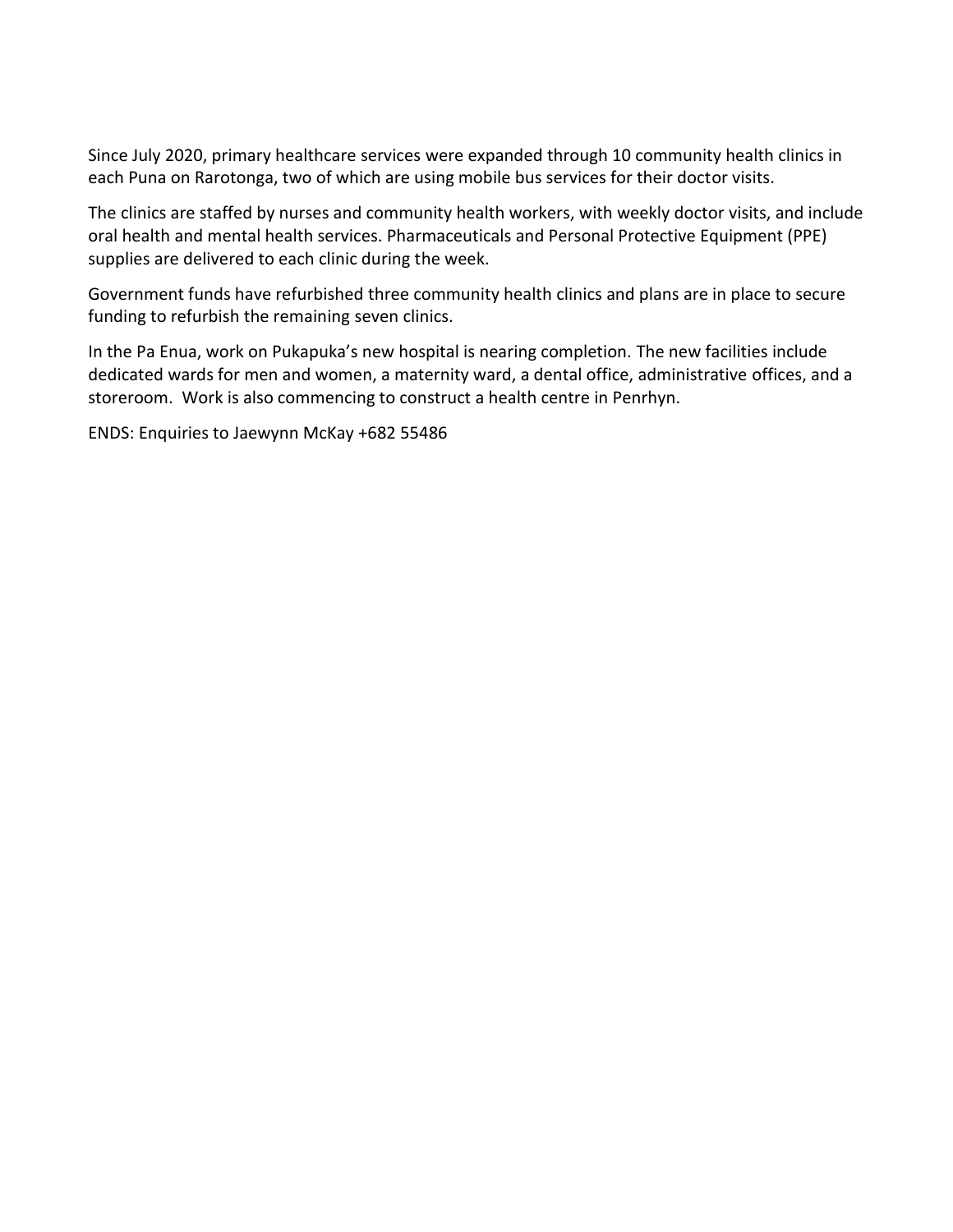Since July 2020, primary healthcare services were expanded through 10 community health clinics in each Puna on Rarotonga, two of which are using mobile bus services for their doctor visits.

The clinics are staffed by nurses and community health workers, with weekly doctor visits, and include oral health and mental health services. Pharmaceuticals and Personal Protective Equipment (PPE) supplies are delivered to each clinic during the week.

Government funds have refurbished three community health clinics and plans are in place to secure funding to refurbish the remaining seven clinics.

In the Pa Enua, work on Pukapuka's new hospital is nearing completion. The new facilities include dedicated wards for men and women, a maternity ward, a dental office, administrative offices, and a storeroom. Work is also commencing to construct a health centre in Penrhyn.

ENDS: Enquiries to Jaewynn McKay +682 55486